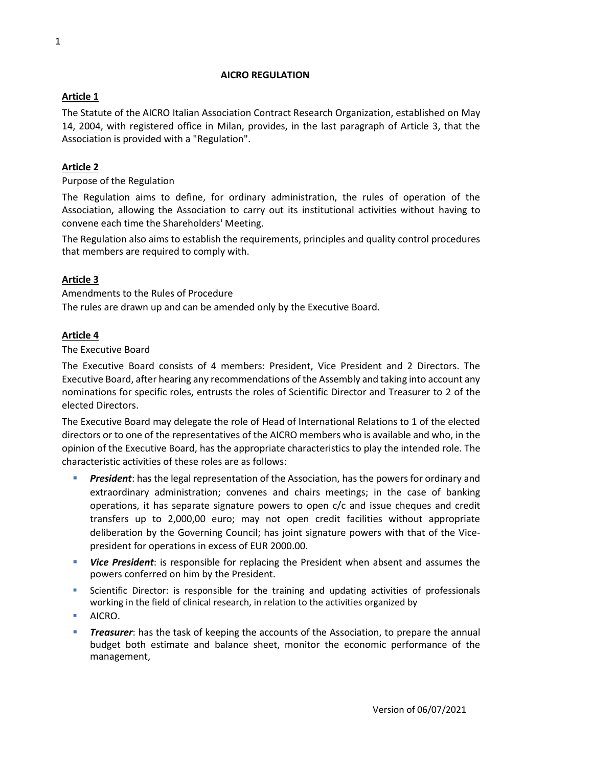# AICRO REGULATION

## Article 1

The Statute of the AICRO Italian Association Contract Research Organization, established on May 14, 2004, with registered office in Milan, provides, in the last paragraph of Article 3, that the Association is provided with a "Regulation".

## Article 2

Purpose of the Regulation

The Regulation aims to define, for ordinary administration, the rules of operation of the Association, allowing the Association to carry out its institutional activities without having to convene each time the Shareholders' Meeting.

The Regulation also aims to establish the requirements, principles and quality control procedures that members are required to comply with.

## Article 3

Amendments to the Rules of Procedure

The rules are drawn up and can be amended only by the Executive Board.

## Article 4

The Executive Board

The Executive Board consists of 4 members: President, Vice President and 2 Directors. The Executive Board, after hearing any recommendations of the Assembly and taking into account any nominations for specific roles, entrusts the roles of Scientific Director and Treasurer to 2 of the elected Directors.

The Executive Board may delegate the role of Head of International Relations to 1 of the elected directors or to one of the representatives of the AICRO members who is available and who, in the opinion of the Executive Board, has the appropriate characteristics to play the intended role. The characteristic activities of these roles are as follows:

- ***President***: has the legal representation of the Association, has the powers for ordinary and extraordinary administration; convenes and chairs meetings; in the case of banking operations, it has separate signature powers to open c/c and issue cheques and credit transfers up to 2,000,00 euro; may not open credit facilities without appropriate deliberation by the Governing Council; has joint signature powers with that of the Vice-president for operations in excess of EUR 2000.00.
- ***Vice President***: is responsible for replacing the President when absent and assumes the powers conferred on him by the President.
- Scientific Director: is responsible for the training and updating activities of professionals working in the field of clinical research, in relation to the activities organized by
- AICRO.
- ***Treasurer***: has the task of keeping the accounts of the Association, to prepare the annual budget both estimate and balance sheet, monitor the economic performance of the management,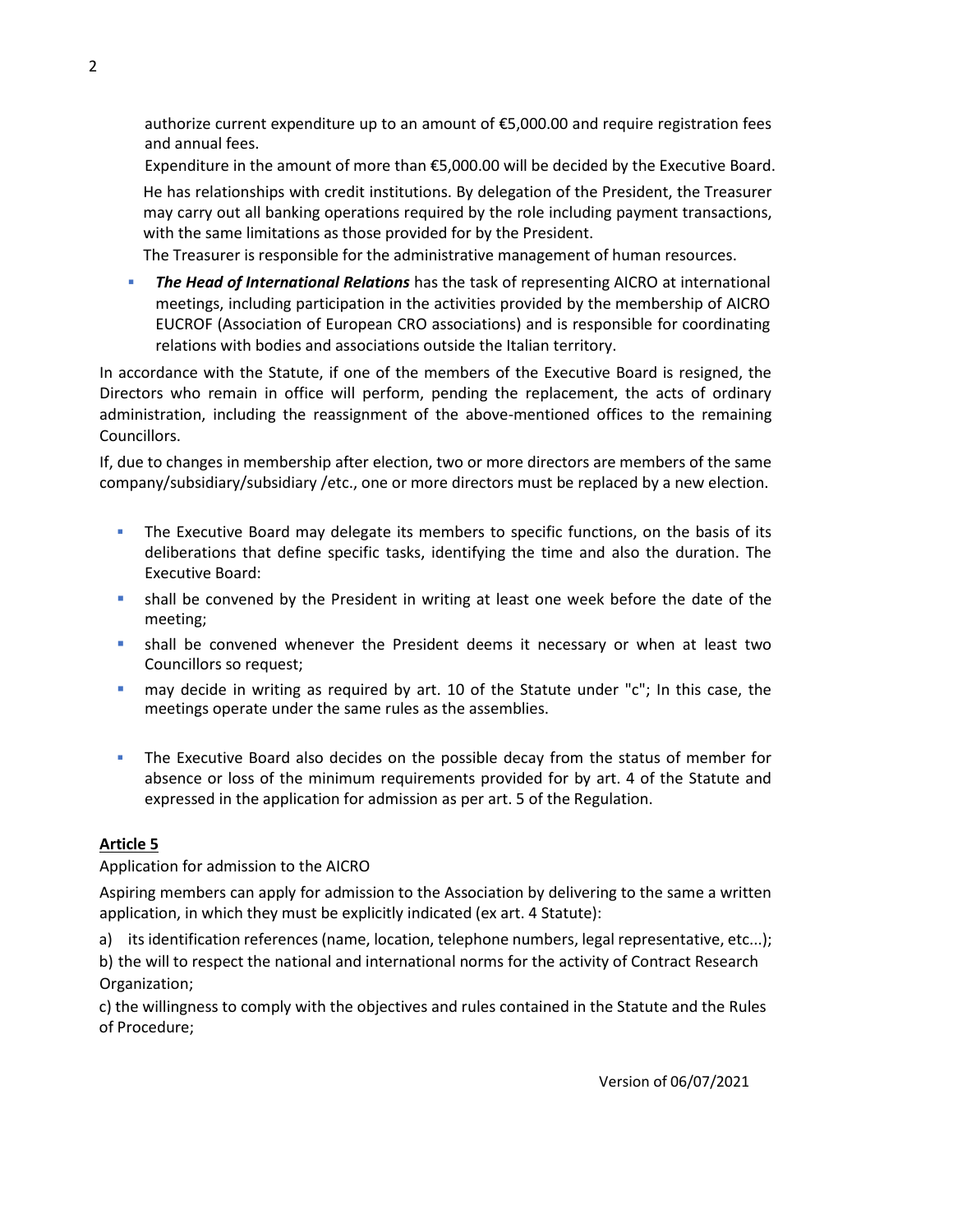authorize current expenditure up to an amount of €5,000.00 and require registration fees and annual fees.

Expenditure in the amount of more than €5,000.00 will be decided by the Executive Board.

He has relationships with credit institutions. By delegation of the President, the Treasurer may carry out all banking operations required by the role including payment transactions, with the same limitations as those provided for by the President.

The Treasurer is responsible for the administrative management of human resources.

- ***The Head of International Relations*** has the task of representing AICRO at international meetings, including participation in the activities provided by the membership of AICRO EUCROF (Association of European CRO associations) and is responsible for coordinating relations with bodies and associations outside the Italian territory.

In accordance with the Statute, if one of the members of the Executive Board is resigned, the Directors who remain in office will perform, pending the replacement, the acts of ordinary administration, including the reassignment of the above-mentioned offices to the remaining Councillors.

If, due to changes in membership after election, two or more directors are members of the same company/subsidiary/subsidiary /etc., one or more directors must be replaced by a new election.

- The Executive Board may delegate its members to specific functions, on the basis of its deliberations that define specific tasks, identifying the time and also the duration. The Executive Board:
- shall be convened by the President in writing at least one week before the date of the meeting;
- shall be convened whenever the President deems it necessary or when at least two Councillors so request;
- may decide in writing as required by art. 10 of the Statute under "c"; In this case, the meetings operate under the same rules as the assemblies.

- The Executive Board also decides on the possible decay from the status of member for absence or loss of the minimum requirements provided for by art. 4 of the Statute and expressed in the application for admission as per art. 5 of the Regulation.

## Article 5

Application for admission to the AICRO

Aspiring members can apply for admission to the Association by delivering to the same a written application, in which they must be explicitly indicated (ex art. 4 Statute):

a) its identification references (name, location, telephone numbers, legal representative, etc...);

b) the will to respect the national and international norms for the activity of Contract Research Organization;

c) the willingness to comply with the objectives and rules contained in the Statute and the Rules of Procedure;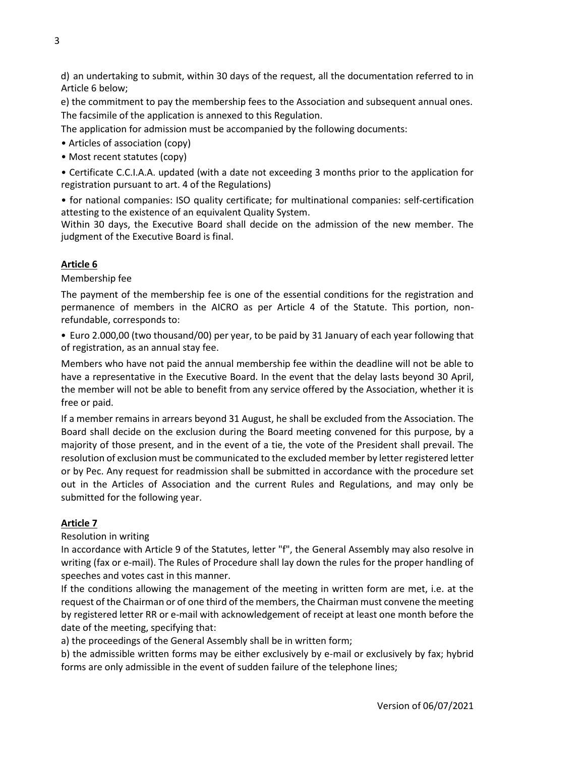d) an undertaking to submit, within 30 days of the request, all the documentation referred to in Article 6 below;

e) the commitment to pay the membership fees to the Association and subsequent annual ones.

The facsimile of the application is annexed to this Regulation.

The application for admission must be accompanied by the following documents:

- Articles of association (copy)
- Most recent statutes (copy)
- Certificate C.C.I.A.A. updated (with a date not exceeding 3 months prior to the application for registration pursuant to art. 4 of the Regulations)
- for national companies: ISO quality certificate; for multinational companies: self-certification attesting to the existence of an equivalent Quality System.

Within 30 days, the Executive Board shall decide on the admission of the new member. The judgment of the Executive Board is final.

## Article 6

Membership fee

The payment of the membership fee is one of the essential conditions for the registration and permanence of members in the AICRO as per Article 4 of the Statute. This portion, non-refundable, corresponds to:

- Euro 2.000,00 (two thousand/00) per year, to be paid by 31 January of each year following that of registration, as an annual stay fee.

Members who have not paid the annual membership fee within the deadline will not be able to have a representative in the Executive Board. In the event that the delay lasts beyond 30 April, the member will not be able to benefit from any service offered by the Association, whether it is free or paid.

If a member remains in arrears beyond 31 August, he shall be excluded from the Association. The Board shall decide on the exclusion during the Board meeting convened for this purpose, by a majority of those present, and in the event of a tie, the vote of the President shall prevail. The resolution of exclusion must be communicated to the excluded member by letter registered letter or by Pec. Any request for readmission shall be submitted in accordance with the procedure set out in the Articles of Association and the current Rules and Regulations, and may only be submitted for the following year.

## Article 7

Resolution in writing

In accordance with Article 9 of the Statutes, letter "f", the General Assembly may also resolve in writing (fax or e-mail). The Rules of Procedure shall lay down the rules for the proper handling of speeches and votes cast in this manner.

If the conditions allowing the management of the meeting in written form are met, i.e. at the request of the Chairman or of one third of the members, the Chairman must convene the meeting by registered letter RR or e-mail with acknowledgement of receipt at least one month before the date of the meeting, specifying that:

a) the proceedings of the General Assembly shall be in written form;

b) the admissible written forms may be either exclusively by e-mail or exclusively by fax; hybrid forms are only admissible in the event of sudden failure of the telephone lines;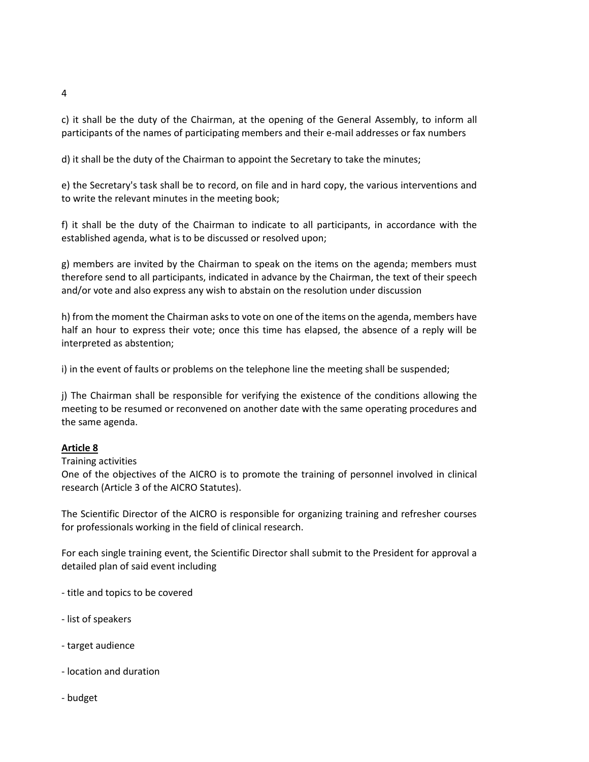c) it shall be the duty of the Chairman, at the opening of the General Assembly, to inform all participants of the names of participating members and their e-mail addresses or fax numbers

d) it shall be the duty of the Chairman to appoint the Secretary to take the minutes;

e) the Secretary's task shall be to record, on file and in hard copy, the various interventions and to write the relevant minutes in the meeting book;

f) it shall be the duty of the Chairman to indicate to all participants, in accordance with the established agenda, what is to be discussed or resolved upon;

g) members are invited by the Chairman to speak on the items on the agenda; members must therefore send to all participants, indicated in advance by the Chairman, the text of their speech and/or vote and also express any wish to abstain on the resolution under discussion

h) from the moment the Chairman asks to vote on one of the items on the agenda, members have half an hour to express their vote; once this time has elapsed, the absence of a reply will be interpreted as abstention;

i) in the event of faults or problems on the telephone line the meeting shall be suspended;

j) The Chairman shall be responsible for verifying the existence of the conditions allowing the meeting to be resumed or reconvened on another date with the same operating procedures and the same agenda.

**Article 8**

Training activities

One of the objectives of the AICRO is to promote the training of personnel involved in clinical research (Article 3 of the AICRO Statutes).

The Scientific Director of the AICRO is responsible for organizing training and refresher courses for professionals working in the field of clinical research.

For each single training event, the Scientific Director shall submit to the President for approval a detailed plan of said event including

- title and topics to be covered
- list of speakers
- target audience
- location and duration
- budget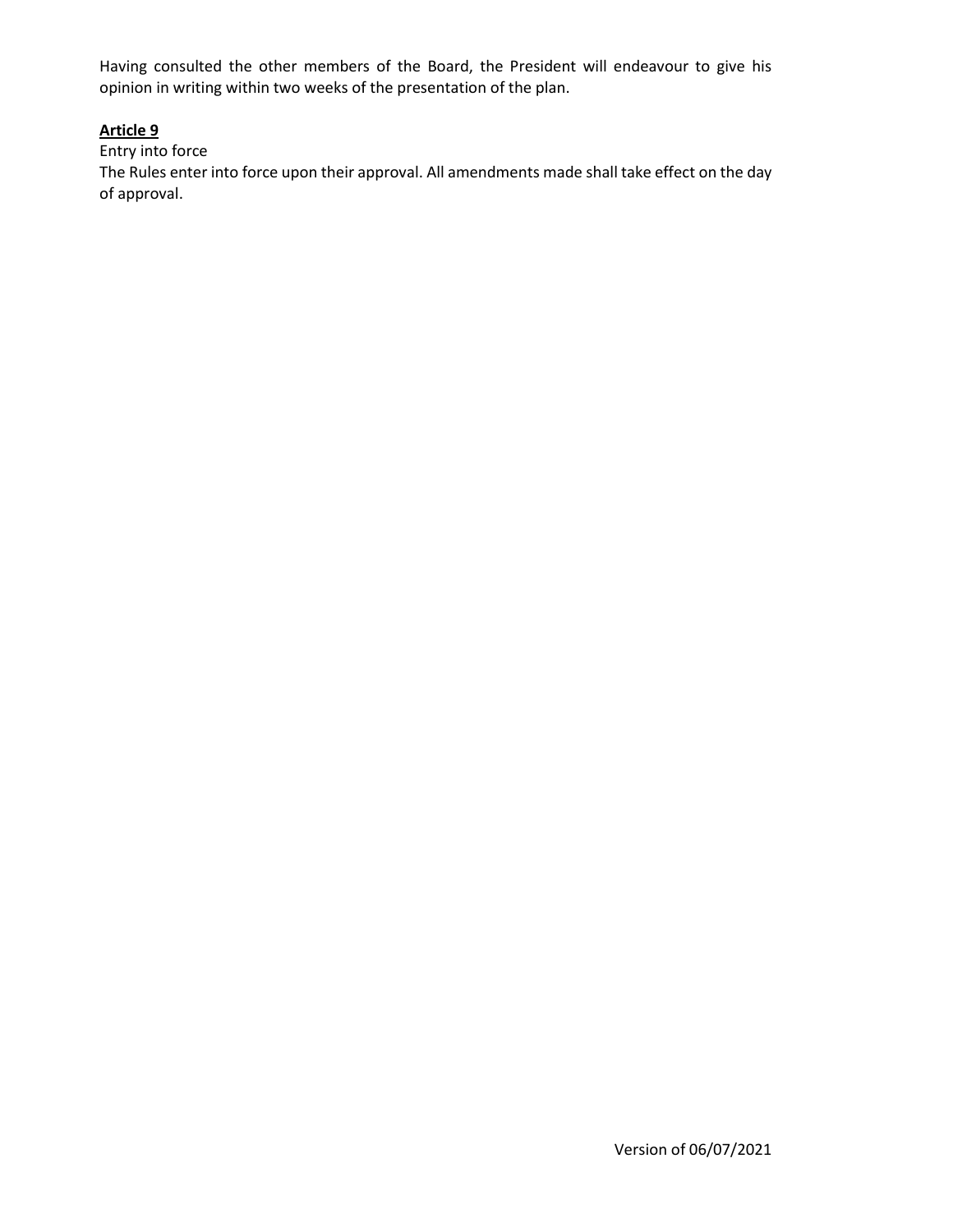Having consulted the other members of the Board, the President will endeavour to give his opinion in writing within two weeks of the presentation of the plan.

**Article 9**

Entry into force

The Rules enter into force upon their approval. All amendments made shall take effect on the day of approval.

Version of 06/07/2021